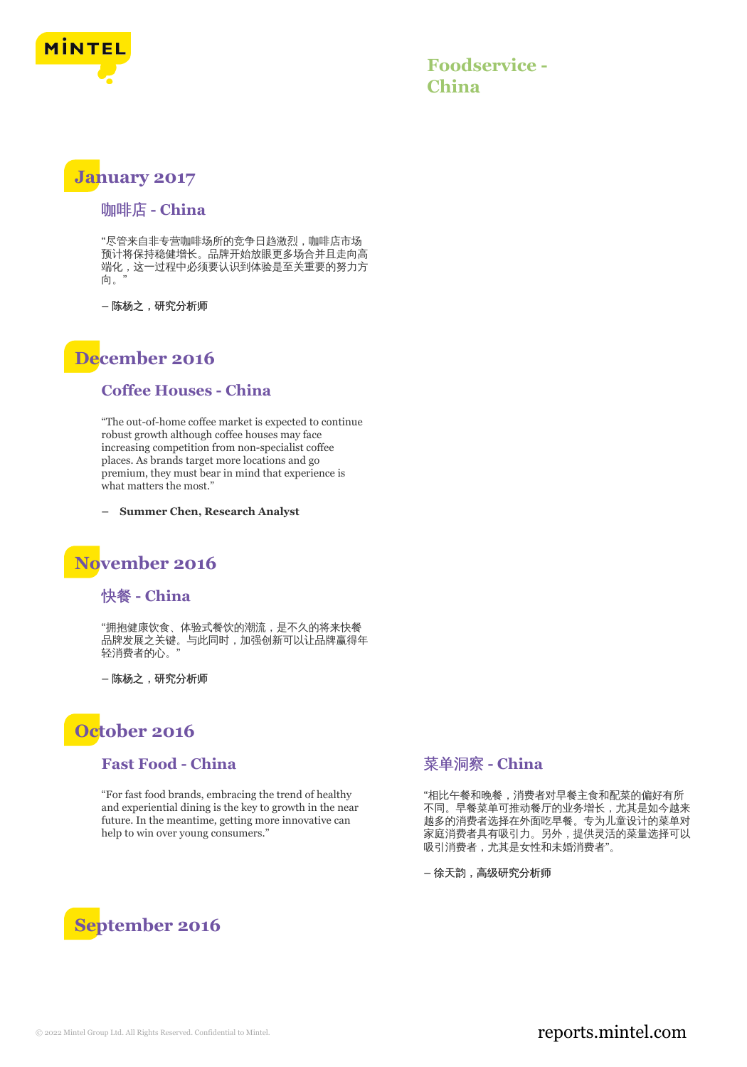# Foodservice - China

## January 2017

### 咖啡店 - China

"尽管来自非专营咖啡场所的竞争日趋激烈，咖啡店市场预计将保持稳健增长。品牌开始放眼更多场合并且走向高端化，这一过程中必须要认识到体验是至关重要的努力方向。"

**– 陈杨之，研究分析师**

## December 2016

### Coffee Houses - China

"The out-of-home coffee market is expected to continue robust growth although coffee houses may face increasing competition from non-specialist coffee places. As brands target more locations and go premium, they must bear in mind that experience is what matters the most."

**– Summer Chen, Research Analyst**

## November 2016

### 快餐 - China

"拥抱健康饮食、体验式餐饮的潮流，是不久的将来快餐品牌发展之关键。与此同时，加强创新可以让品牌赢得年轻消费者的心。"

**– 陈杨之，研究分析师**

## October 2016

### Fast Food - China

"For fast food brands, embracing the trend of healthy and experiential dining is the key to growth in the near future. In the meantime, getting more innovative can help to win over young consumers."

### 菜单洞察 - China

"相比午餐和晚餐，消费者对早餐主食和配菜的偏好有所不同。早餐菜单可推动餐厅的业务增长，尤其是如今越来越多的消费者选择在外面吃早餐。专为儿童设计的菜单对家庭消费者具有吸引力。另外，提供灵活的菜量选择可以吸引消费者，尤其是女性和未婚消费者"。

**– 徐天韵，高级研究分析师**

## September 2016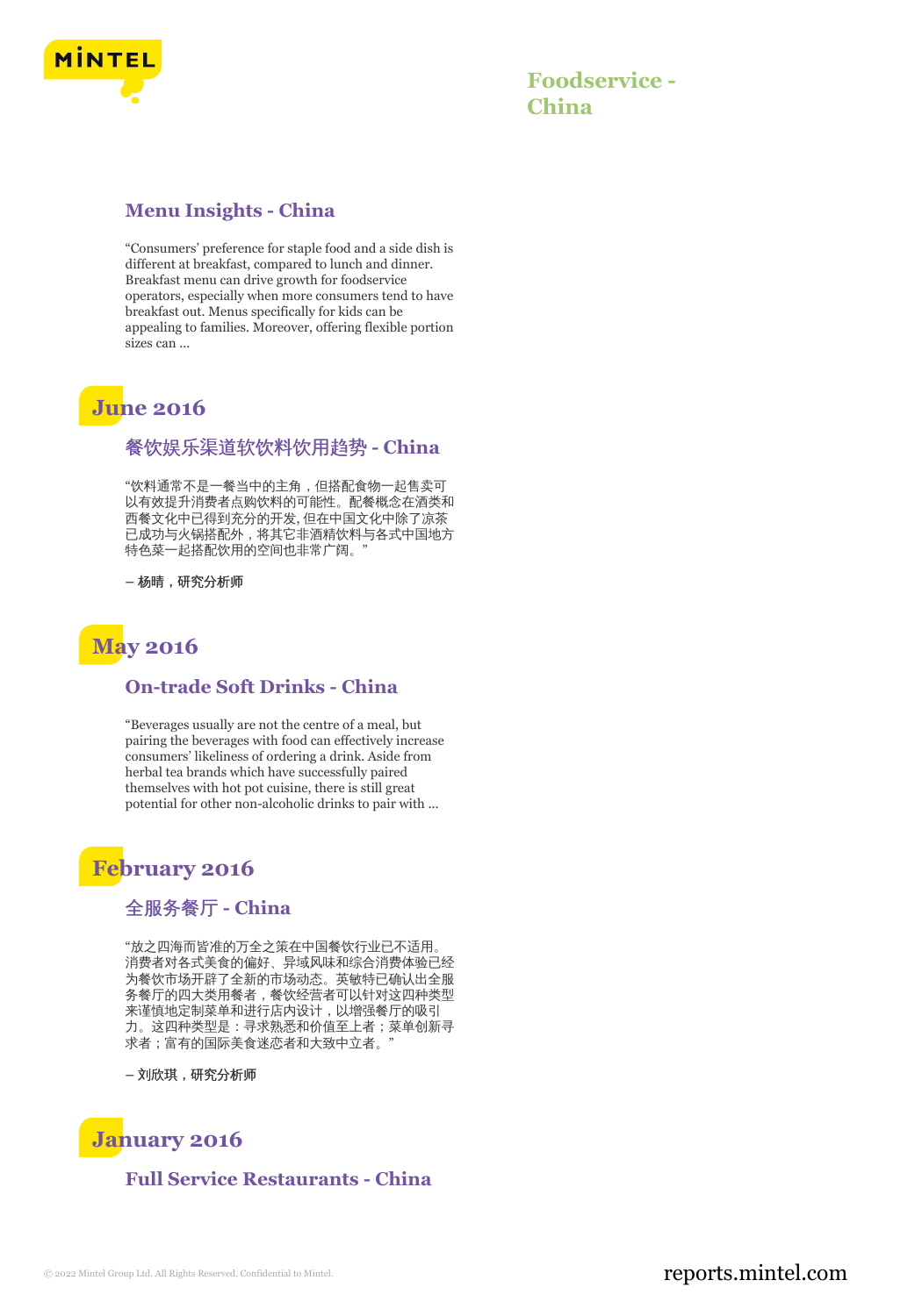### Menu Insights - China

"Consumers' preference for staple food and a side dish is different at breakfast, compared to lunch and dinner. Breakfast menu can drive growth for foodservice operators, especially when more consumers tend to have breakfast out. Menus specifically for kids can be appealing to families. Moreover, offering flexible portion sizes can ...

## June 2016

### 餐饮娱乐渠道软饮料饮用趋势 - China

"饮料通常不是一餐当中的主角，但搭配食物一起售卖可以有效提升消费者点购饮料的可能性。配餐概念在酒类和西餐文化中已得到充分的开发，但在中国文化中除了凉茶已成功与火锅搭配外，将其它非酒精饮料与各式中国地方特色菜一起搭配饮用的空间也非常广阔。"

**– 杨晴，研究分析师**

## May 2016

### On-trade Soft Drinks - China

"Beverages usually are not the centre of a meal, but pairing the beverages with food can effectively increase consumers' likeliness of ordering a drink. Aside from herbal tea brands which have successfully paired themselves with hot pot cuisine, there is still great potential for other non-alcoholic drinks to pair with ...

## February 2016

### 全服务餐厅 - China

"放之四海而皆准的万全之策在中国餐饮行业已不适用。消费者对各式美食的偏好、异域风味和综合消费体验已经为餐饮市场开辟了全新的市场动态。英敏特已确认出全服务餐厅的四大类用餐者，餐饮经营者可以针对这四种类型来谨慎地定制菜单和进行店内设计，以增强餐厅的吸引力。这四种类型是：寻求熟悉和价值至上者；菜单创新寻求者；富有的国际美食迷恋者和大致中立者。"

**– 刘欣琪，研究分析师**

## January 2016

### Full Service Restaurants - China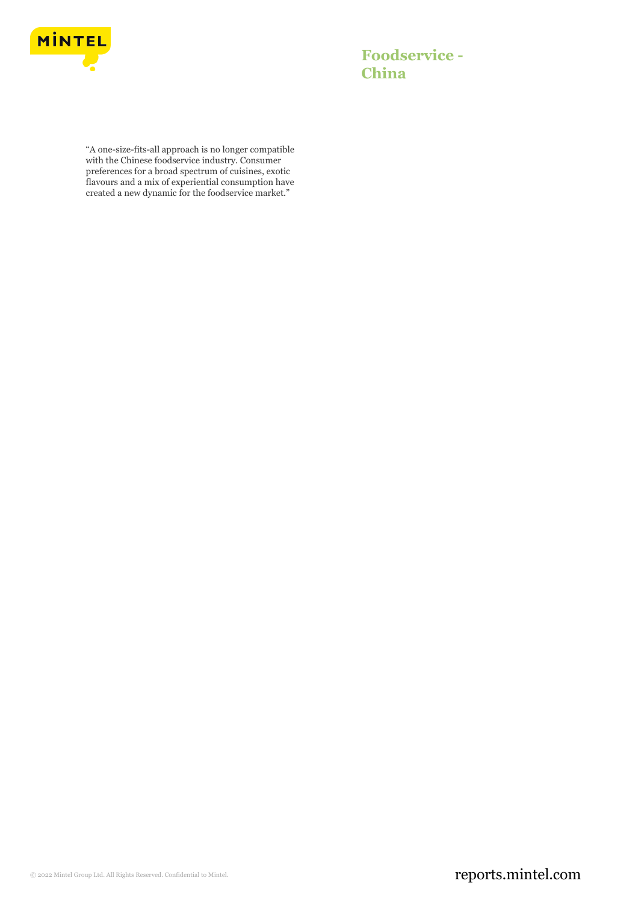# Foodservice - China

"A one-size-fits-all approach is no longer compatible with the Chinese foodservice industry. Consumer preferences for a broad spectrum of cuisines, exotic flavours and a mix of experiential consumption have created a new dynamic for the foodservice market."